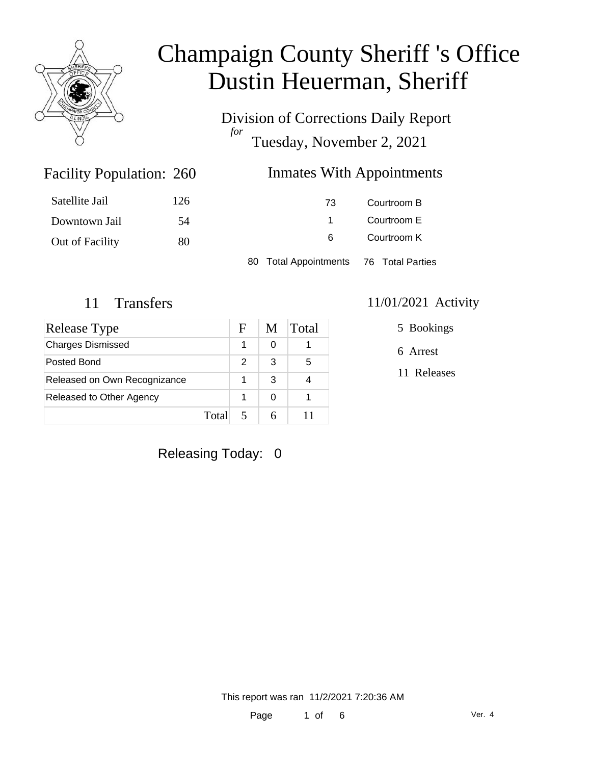# Champaign County Sheriff 's Office
# Dustin Heuerman, Sheriff

Division of Corrections Daily Report
*for*
Tuesday, November 2, 2021

## Facility Population: 260

| | |
|---|---|
| Satellite Jail | 126 |
| Downtown Jail | 54 |
| Out of Facility | 80 |

## Inmates With Appointments

| | |
|---|---|
| 73 | Courtroom B |
| 1 | Courtroom E |
| 6 | Courtroom K |

80 Total Appointments 76 Total Parties

## 11 Transfers

| Release Type | F | M | Total |
|---|---|---|---|
| Charges Dismissed | 1 | 0 | 1 |
| Posted Bond | 2 | 3 | 5 |
| Released on Own Recognizance | 1 | 3 | 4 |
| Released to Other Agency | 1 | 0 | 1 |
| Total | 5 | 6 | 11 |

## 11/01/2021 Activity

5 Bookings

6 Arrest

11 Releases

Releasing Today: 0

This report was ran 11/2/2021 7:20:36 AM

Ver. 4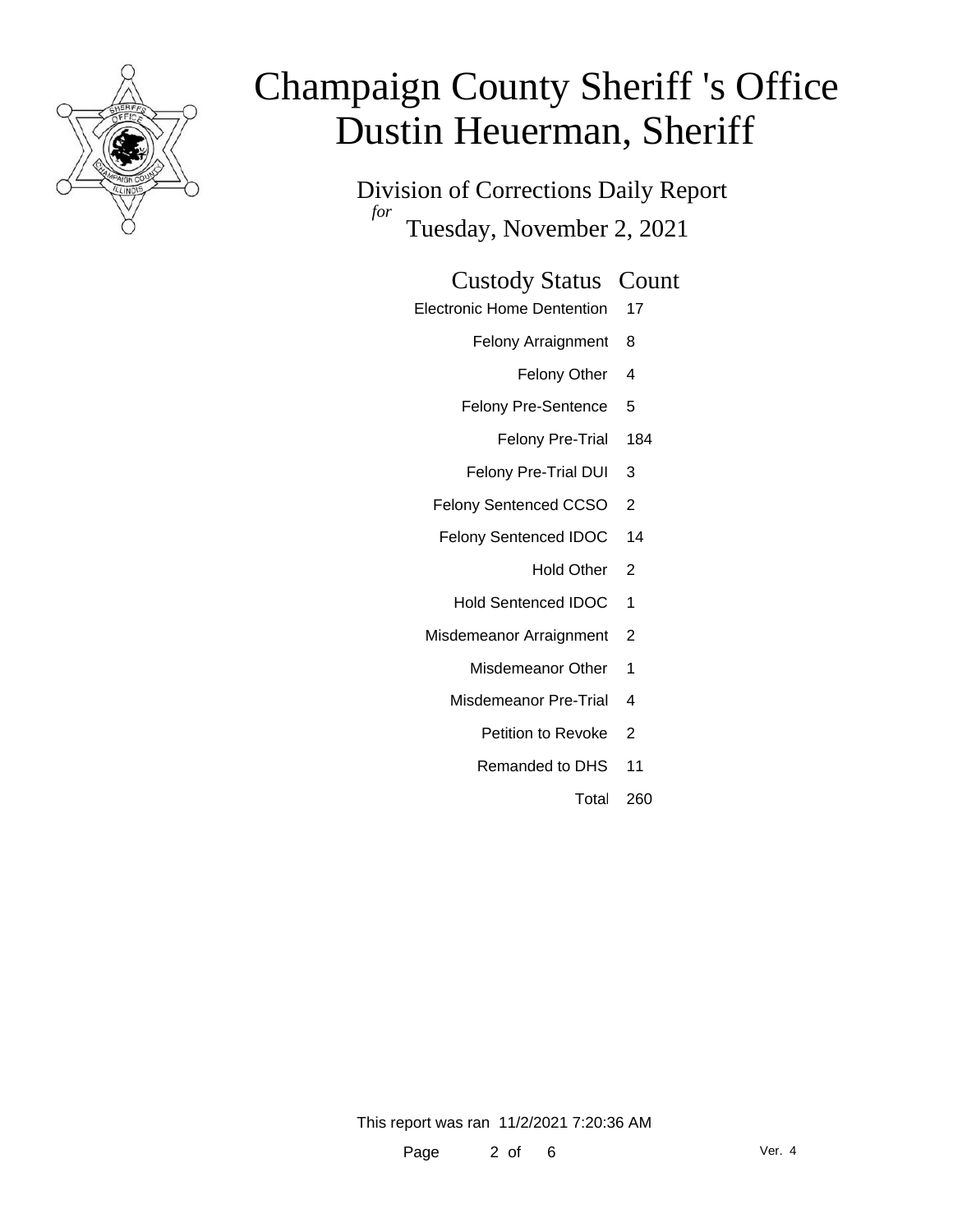# Champaign County Sheriff 's Office
# Dustin Heuerman, Sheriff

Division of Corrections Daily Report

*for*

Tuesday, November 2, 2021

| Custody Status | Count |
|---|---|
| Electronic Home Dentention | 17 |
| Felony Arraignment | 8 |
| Felony Other | 4 |
| Felony Pre-Sentence | 5 |
| Felony Pre-Trial | 184 |
| Felony Pre-Trial DUI | 3 |
| Felony Sentenced CCSO | 2 |
| Felony Sentenced IDOC | 14 |
| Hold Other | 2 |
| Hold Sentenced IDOC | 1 |
| Misdemeanor Arraignment | 2 |
| Misdemeanor Other | 1 |
| Misdemeanor Pre-Trial | 4 |
| Petition to Revoke | 2 |
| Remanded to DHS | 11 |
| Total | 260 |

This report was ran 11/2/2021 7:20:36 AM

Ver. 4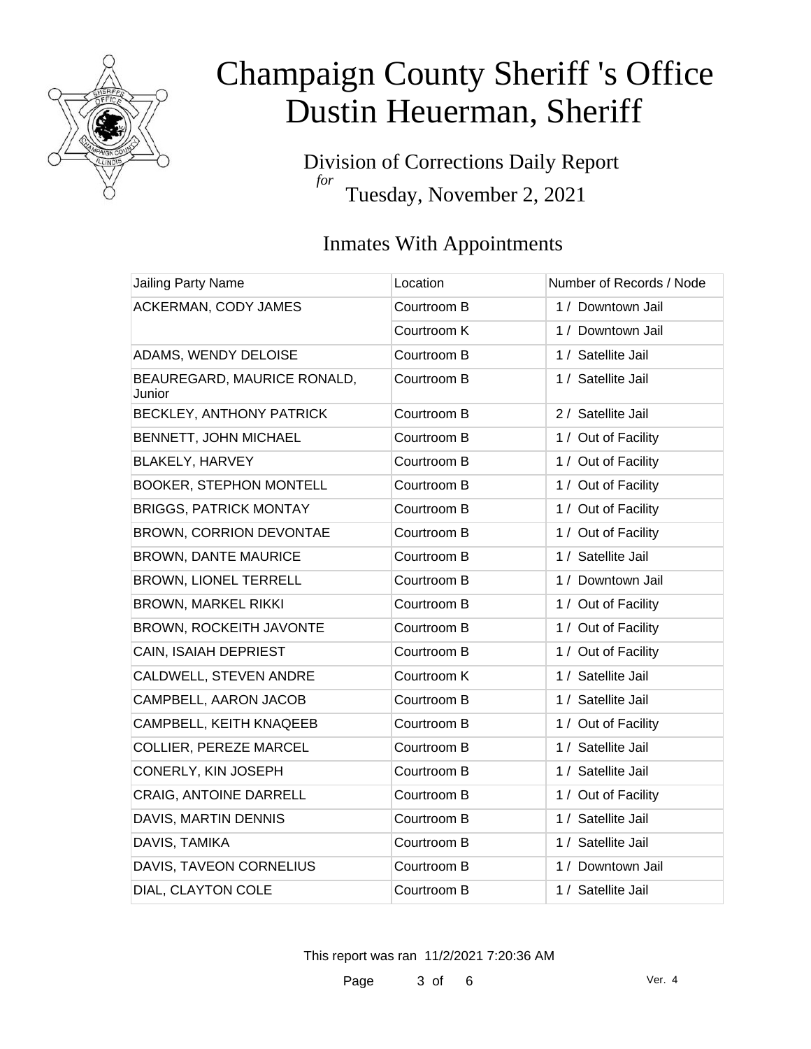# Champaign County Sheriff 's Office
# Dustin Heuerman, Sheriff

Division of Corrections Daily Report
*for*
Tuesday, November 2, 2021

## Inmates With Appointments

| Jailing Party Name | Location | Number of Records / Node |
|---|---|---|
| ACKERMAN, CODY JAMES | Courtroom B | 1 / Downtown Jail |
| | Courtroom K | 1 / Downtown Jail |
| ADAMS, WENDY DELOISE | Courtroom B | 1 / Satellite Jail |
| BEAUREGARD, MAURICE RONALD, Junior | Courtroom B | 1 / Satellite Jail |
| BECKLEY, ANTHONY PATRICK | Courtroom B | 2 / Satellite Jail |
| BENNETT, JOHN MICHAEL | Courtroom B | 1 / Out of Facility |
| BLAKELY, HARVEY | Courtroom B | 1 / Out of Facility |
| BOOKER, STEPHON MONTELL | Courtroom B | 1 / Out of Facility |
| BRIGGS, PATRICK MONTAY | Courtroom B | 1 / Out of Facility |
| BROWN, CORRION DEVONTAE | Courtroom B | 1 / Out of Facility |
| BROWN, DANTE MAURICE | Courtroom B | 1 / Satellite Jail |
| BROWN, LIONEL TERRELL | Courtroom B | 1 / Downtown Jail |
| BROWN, MARKEL RIKKI | Courtroom B | 1 / Out of Facility |
| BROWN, ROCKEITH JAVONTE | Courtroom B | 1 / Out of Facility |
| CAIN, ISAIAH DEPRIEST | Courtroom B | 1 / Out of Facility |
| CALDWELL, STEVEN ANDRE | Courtroom K | 1 / Satellite Jail |
| CAMPBELL, AARON JACOB | Courtroom B | 1 / Satellite Jail |
| CAMPBELL, KEITH KNAQEEB | Courtroom B | 1 / Out of Facility |
| COLLIER, PEREZE MARCEL | Courtroom B | 1 / Satellite Jail |
| CONERLY, KIN JOSEPH | Courtroom B | 1 / Satellite Jail |
| CRAIG, ANTOINE DARRELL | Courtroom B | 1 / Out of Facility |
| DAVIS, MARTIN DENNIS | Courtroom B | 1 / Satellite Jail |
| DAVIS, TAMIKA | Courtroom B | 1 / Satellite Jail |
| DAVIS, TAVEON CORNELIUS | Courtroom B | 1 / Downtown Jail |
| DIAL, CLAYTON COLE | Courtroom B | 1 / Satellite Jail |

This report was ran 11/2/2021 7:20:36 AM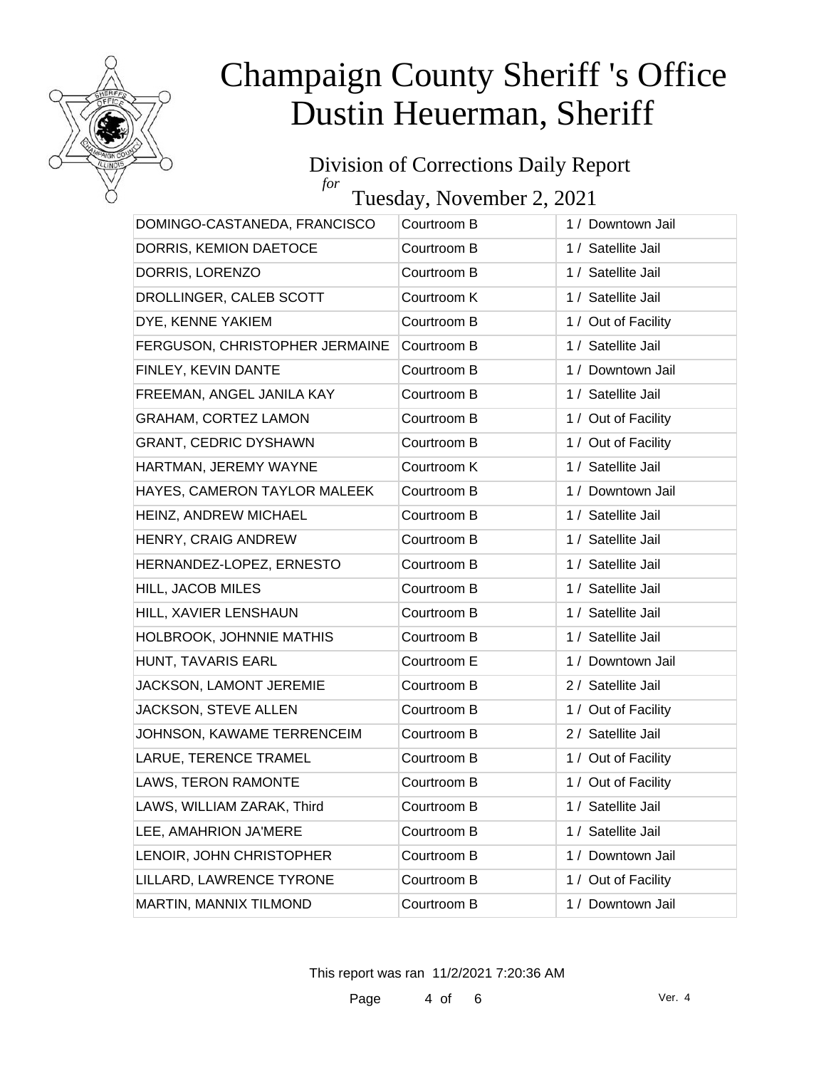# Champaign County Sheriff 's Office
# Dustin Heuerman, Sheriff

## Division of Corrections Daily Report
*for*
## Tuesday, November 2, 2021

| | | |
|---|---|---|
| DOMINGO-CASTANEDA, FRANCISCO | Courtroom B | 1 / Downtown Jail |
| DORRIS, KEMION DAETOCE | Courtroom B | 1 / Satellite Jail |
| DORRIS, LORENZO | Courtroom B | 1 / Satellite Jail |
| DROLLINGER, CALEB SCOTT | Courtroom K | 1 / Satellite Jail |
| DYE, KENNE YAKIEM | Courtroom B | 1 / Out of Facility |
| FERGUSON, CHRISTOPHER JERMAINE | Courtroom B | 1 / Satellite Jail |
| FINLEY, KEVIN DANTE | Courtroom B | 1 / Downtown Jail |
| FREEMAN, ANGEL JANILA KAY | Courtroom B | 1 / Satellite Jail |
| GRAHAM, CORTEZ LAMON | Courtroom B | 1 / Out of Facility |
| GRANT, CEDRIC DYSHAWN | Courtroom B | 1 / Out of Facility |
| HARTMAN, JEREMY WAYNE | Courtroom K | 1 / Satellite Jail |
| HAYES, CAMERON TAYLOR MALEEK | Courtroom B | 1 / Downtown Jail |
| HEINZ, ANDREW MICHAEL | Courtroom B | 1 / Satellite Jail |
| HENRY, CRAIG ANDREW | Courtroom B | 1 / Satellite Jail |
| HERNANDEZ-LOPEZ, ERNESTO | Courtroom B | 1 / Satellite Jail |
| HILL, JACOB MILES | Courtroom B | 1 / Satellite Jail |
| HILL, XAVIER LENSHAUN | Courtroom B | 1 / Satellite Jail |
| HOLBROOK, JOHNNIE MATHIS | Courtroom B | 1 / Satellite Jail |
| HUNT, TAVARIS EARL | Courtroom E | 1 / Downtown Jail |
| JACKSON, LAMONT JEREMIE | Courtroom B | 2 / Satellite Jail |
| JACKSON, STEVE ALLEN | Courtroom B | 1 / Out of Facility |
| JOHNSON, KAWAME TERRENCEIM | Courtroom B | 2 / Satellite Jail |
| LARUE, TERENCE TRAMEL | Courtroom B | 1 / Out of Facility |
| LAWS, TERON RAMONTE | Courtroom B | 1 / Out of Facility |
| LAWS, WILLIAM ZARAK, Third | Courtroom B | 1 / Satellite Jail |
| LEE, AMAHRION JA'MERE | Courtroom B | 1 / Satellite Jail |
| LENOIR, JOHN CHRISTOPHER | Courtroom B | 1 / Downtown Jail |
| LILLARD, LAWRENCE TYRONE | Courtroom B | 1 / Out of Facility |
| MARTIN, MANNIX TILMOND | Courtroom B | 1 / Downtown Jail |

This report was ran 11/2/2021 7:20:36 AM

Ver. 4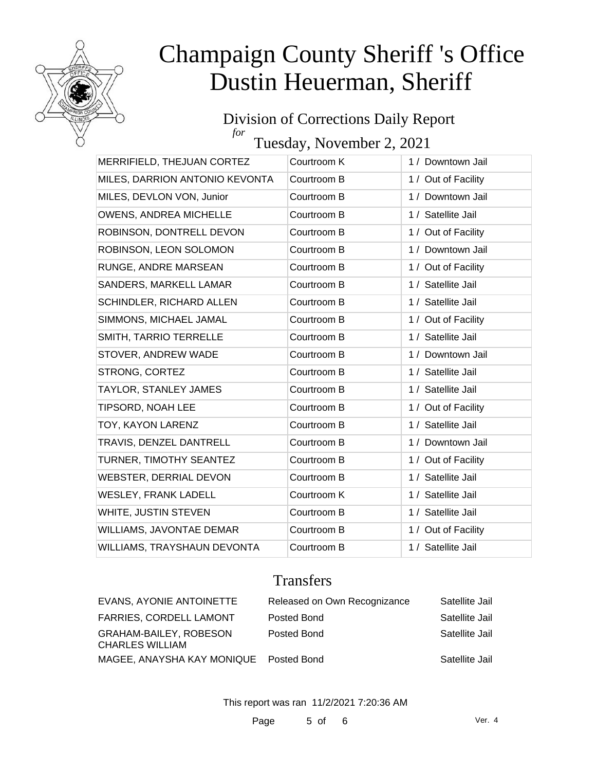# Champaign County Sheriff 's Office
# Dustin Heuerman, Sheriff

## Division of Corrections Daily Report
*for*
## Tuesday, November 2, 2021

| | | |
|---|---|---|
| MERRIFIELD, THEJUAN CORTEZ | Courtroom K | 1 / Downtown Jail |
| MILES, DARRION ANTONIO KEVONTA | Courtroom B | 1 / Out of Facility |
| MILES, DEVLON VON, Junior | Courtroom B | 1 / Downtown Jail |
| OWENS, ANDREA MICHELLE | Courtroom B | 1 / Satellite Jail |
| ROBINSON, DONTRELL DEVON | Courtroom B | 1 / Out of Facility |
| ROBINSON, LEON SOLOMON | Courtroom B | 1 / Downtown Jail |
| RUNGE, ANDRE MARSEAN | Courtroom B | 1 / Out of Facility |
| SANDERS, MARKELL LAMAR | Courtroom B | 1 / Satellite Jail |
| SCHINDLER, RICHARD ALLEN | Courtroom B | 1 / Satellite Jail |
| SIMMONS, MICHAEL JAMAL | Courtroom B | 1 / Out of Facility |
| SMITH, TARRIO TERRELLE | Courtroom B | 1 / Satellite Jail |
| STOVER, ANDREW WADE | Courtroom B | 1 / Downtown Jail |
| STRONG, CORTEZ | Courtroom B | 1 / Satellite Jail |
| TAYLOR, STANLEY JAMES | Courtroom B | 1 / Satellite Jail |
| TIPSORD, NOAH LEE | Courtroom B | 1 / Out of Facility |
| TOY, KAYON LARENZ | Courtroom B | 1 / Satellite Jail |
| TRAVIS, DENZEL DANTRELL | Courtroom B | 1 / Downtown Jail |
| TURNER, TIMOTHY SEANTEZ | Courtroom B | 1 / Out of Facility |
| WEBSTER, DERRIAL DEVON | Courtroom B | 1 / Satellite Jail |
| WESLEY, FRANK LADELL | Courtroom K | 1 / Satellite Jail |
| WHITE, JUSTIN STEVEN | Courtroom B | 1 / Satellite Jail |
| WILLIAMS, JAVONTAE DEMAR | Courtroom B | 1 / Out of Facility |
| WILLIAMS, TRAYSHAUN DEVONTA | Courtroom B | 1 / Satellite Jail |

## Transfers

| | | |
|---|---|---|
| EVANS, AYONIE ANTOINETTE | Released on Own Recognizance | Satellite Jail |
| FARRIES, CORDELL LAMONT | Posted Bond | Satellite Jail |
| GRAHAM-BAILEY, ROBESON CHARLES WILLIAM | Posted Bond | Satellite Jail |
| MAGEE, ANAYSHA KAY MONIQUE | Posted Bond | Satellite Jail |

This report was ran 11/2/2021 7:20:36 AM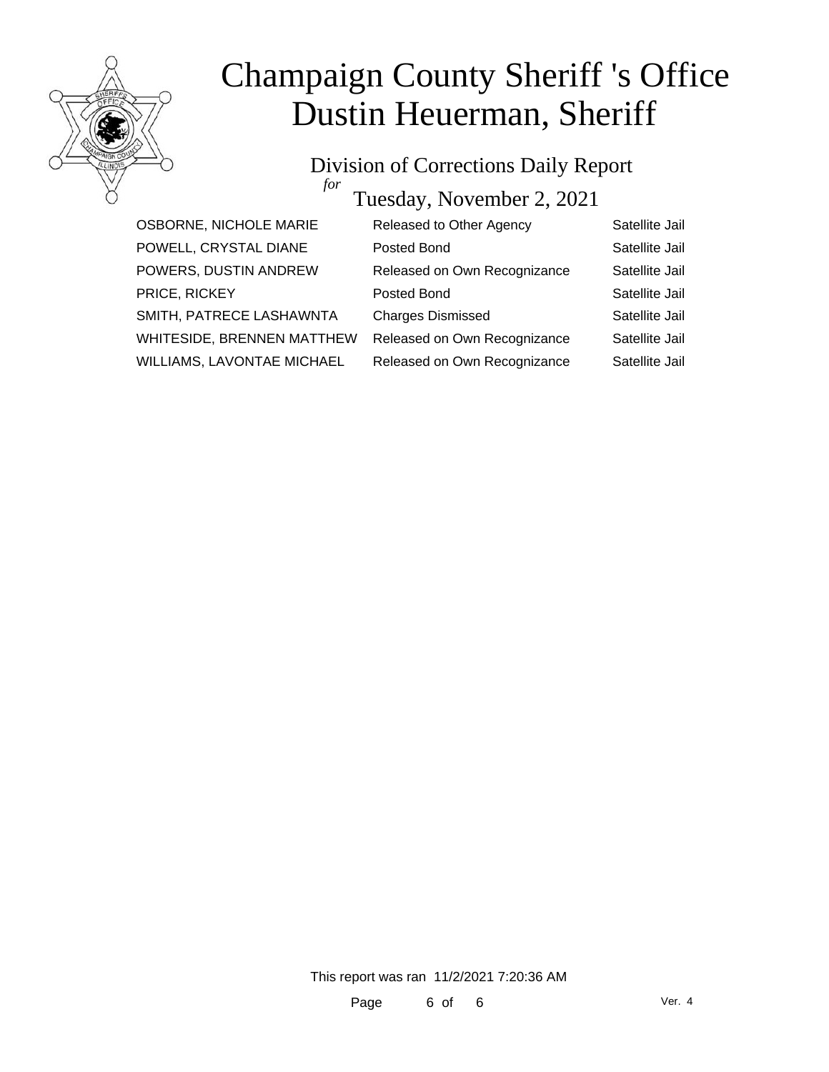# Champaign County Sheriff 's Office
# Dustin Heuerman, Sheriff

## Division of Corrections Daily Report

*for*

## Tuesday, November 2, 2021

| | | |
|---|---|---|
| OSBORNE, NICHOLE MARIE | Released to Other Agency | Satellite Jail |
| POWELL, CRYSTAL DIANE | Posted Bond | Satellite Jail |
| POWERS, DUSTIN ANDREW | Released on Own Recognizance | Satellite Jail |
| PRICE, RICKEY | Posted Bond | Satellite Jail |
| SMITH, PATRECE LASHAWNTA | Charges Dismissed | Satellite Jail |
| WHITESIDE, BRENNEN MATTHEW | Released on Own Recognizance | Satellite Jail |
| WILLIAMS, LAVONTAE MICHAEL | Released on Own Recognizance | Satellite Jail |

This report was ran 11/2/2021 7:20:36 AM

Ver. 4